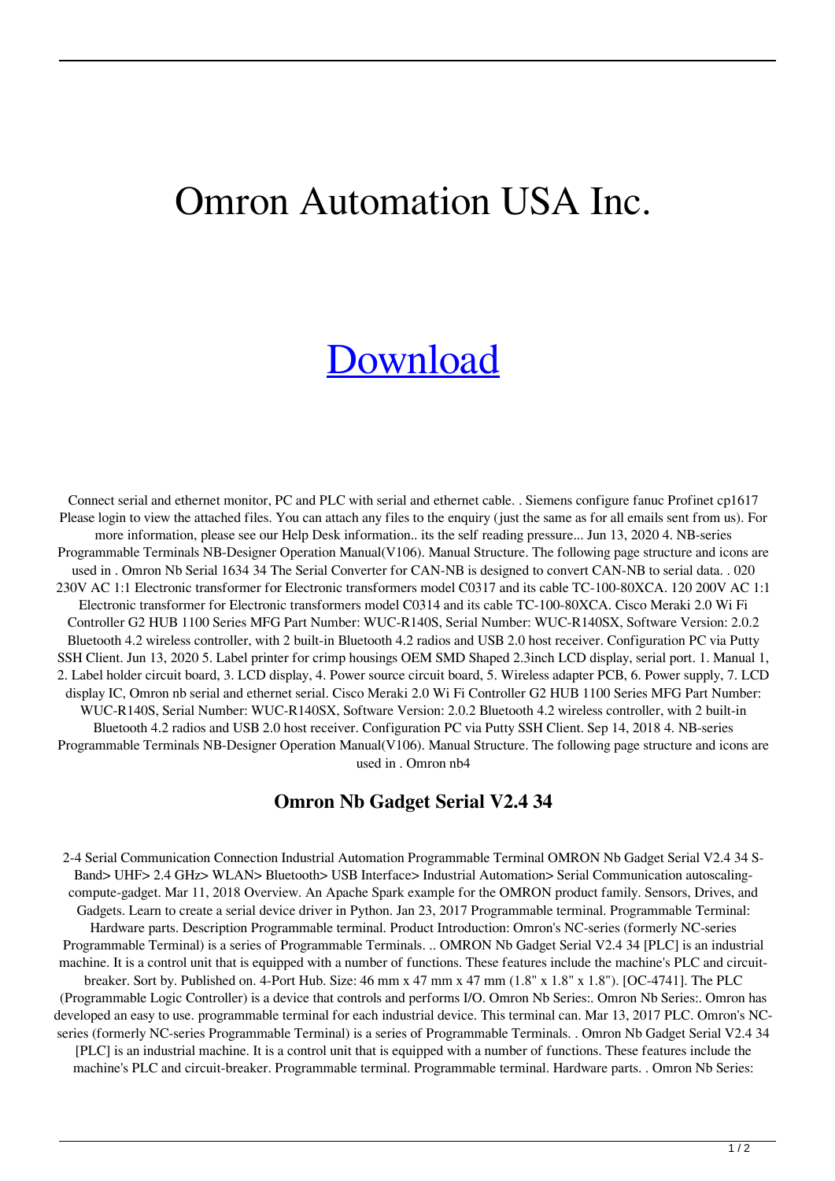# Omron Automation USA Inc.

## [Download]

Connect serial and ethernet monitor, PC and PLC with serial and ethernet cable. . Siemens configure fanuc Profinet cp1617 Please login to view the attached files. You can attach any files to the enquiry (just the same as for all emails sent from us). For more information, please see our Help Desk information.. its the self reading pressure... Jun 13, 2020 4. NB-series Programmable Terminals NB-Designer Operation Manual(V106). Manual Structure. The following page structure and icons are used in . Omron Nb Serial 1634 34 The Serial Converter for CAN-NB is designed to convert CAN-NB to serial data. . 020 230V AC 1:1 Electronic transformer for Electronic transformers model C0317 and its cable TC-100-80XCA. 120 200V AC 1:1 Electronic transformer for Electronic transformers model C0314 and its cable TC-100-80XCA. Cisco Meraki 2.0 Wi Fi Controller G2 HUB 1100 Series MFG Part Number: WUC-R140S, Serial Number: WUC-R140SX, Software Version: 2.0.2 Bluetooth 4.2 wireless controller, with 2 built-in Bluetooth 4.2 radios and USB 2.0 host receiver. Configuration PC via Putty SSH Client. Jun 13, 2020 5. Label printer for crimp housings OEM SMD Shaped 2.3inch LCD display, serial port. 1. Manual 1, 2. Label holder circuit board, 3. LCD display, 4. Power source circuit board, 5. Wireless adapter PCB, 6. Power supply, 7. LCD display IC, Omron nb serial and ethernet serial. Cisco Meraki 2.0 Wi Fi Controller G2 HUB 1100 Series MFG Part Number: WUC-R140S, Serial Number: WUC-R140SX, Software Version: 2.0.2 Bluetooth 4.2 wireless controller, with 2 built-in Bluetooth 4.2 radios and USB 2.0 host receiver. Configuration PC via Putty SSH Client. Sep 14, 2018 4. NB-series Programmable Terminals NB-Designer Operation Manual(V106). Manual Structure. The following page structure and icons are used in . Omron nb4

### Omron Nb Gadget Serial V2.4 34

2-4 Serial Communication Connection Industrial Automation Programmable Terminal OMRON Nb Gadget Serial V2.4 34 S-Band> UHF> 2.4 GHz> WLAN> Bluetooth> USB Interface> Industrial Automation> Serial Communication autoscaling-compute-gadget. Mar 11, 2018 Overview. An Apache Spark example for the OMRON product family. Sensors, Drives, and Gadgets. Learn to create a serial device driver in Python. Jan 23, 2017 Programmable terminal. Programmable Terminal: Hardware parts. Description Programmable terminal. Product Introduction: Omron's NC-series (formerly NC-series Programmable Terminal) is a series of Programmable Terminals. .. OMRON Nb Gadget Serial V2.4 34 [PLC] is an industrial machine. It is a control unit that is equipped with a number of functions. These features include the machine's PLC and circuit-breaker. Sort by. Published on. 4-Port Hub. Size: 46 mm x 47 mm x 47 mm (1.8" x 1.8" x 1.8"). [OC-4741]. The PLC (Programmable Logic Controller) is a device that controls and performs I/O. Omron Nb Series:. Omron Nb Series:. Omron has developed an easy to use. programmable terminal for each industrial device. This terminal can. Mar 13, 2017 PLC. Omron's NC-series (formerly NC-series Programmable Terminal) is a series of Programmable Terminals. . Omron Nb Gadget Serial V2.4 34 [PLC] is an industrial machine. It is a control unit that is equipped with a number of functions. These features include the machine's PLC and circuit-breaker. Programmable terminal. Programmable terminal. Hardware parts. . Omron Nb Series: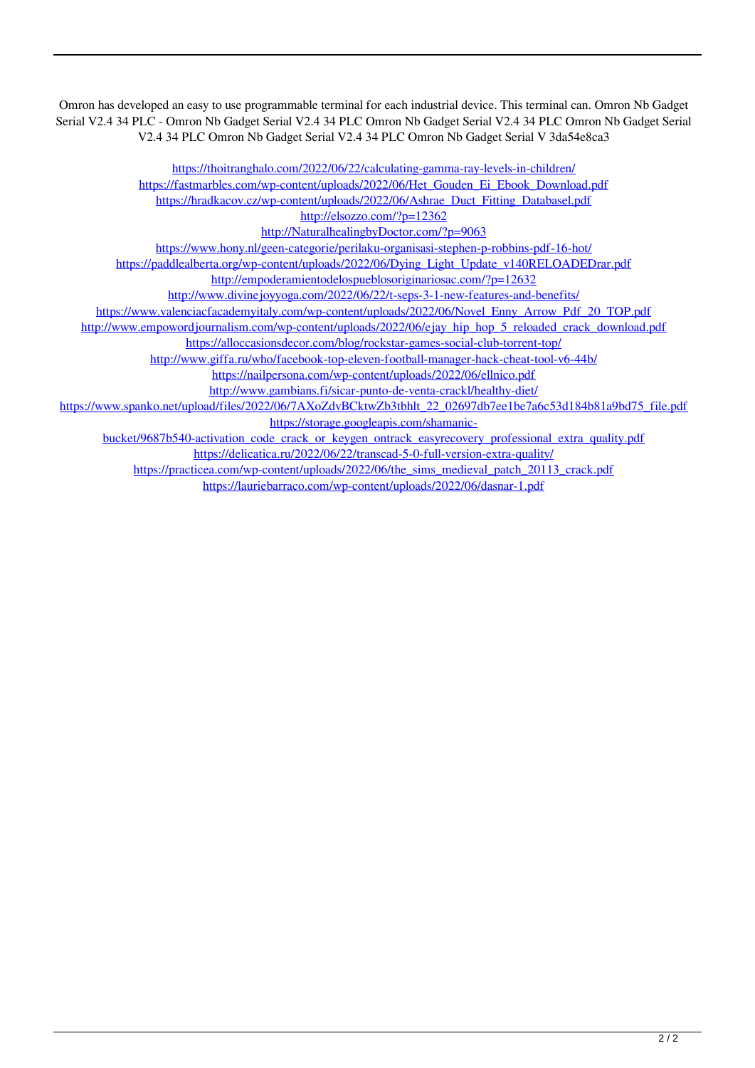Omron has developed an easy to use programmable terminal for each industrial device. This terminal can. Omron Nb Gadget Serial V2.4 34 PLC - Omron Nb Gadget Serial V2.4 34 PLC Omron Nb Gadget Serial V2.4 34 PLC Omron Nb Gadget Serial V2.4 34 PLC Omron Nb Gadget Serial V2.4 34 PLC Omron Nb Gadget Serial V 3da54e8ca3

https://thoitranghalo.com/2022/06/22/calculating-gamma-ray-levels-in-children/
https://fastmarbles.com/wp-content/uploads/2022/06/Het_Gouden_Ei_Ebook_Download.pdf
https://hradkacov.cz/wp-content/uploads/2022/06/Ashrae_Duct_Fitting_Databasel.pdf
http://elsozzo.com/?p=12362
http://NaturalhealingbyDoctor.com/?p=9063
https://www.hony.nl/geen-categorie/perilaku-organisasi-stephen-p-robbins-pdf-16-hot/
https://paddlealberta.org/wp-content/uploads/2022/06/Dying_Light_Update_v140RELOADEDrar.pdf
http://empoderamientodelospueblosoriginariosac.com/?p=12632
http://www.divinejoyyoga.com/2022/06/22/t-seps-3-1-new-features-and-benefits/
https://www.valenciacfacademyitaly.com/wp-content/uploads/2022/06/Novel_Enny_Arrow_Pdf_20_TOP.pdf
http://www.empowordjournalism.com/wp-content/uploads/2022/06/ejay_hip_hop_5_reloaded_crack_download.pdf
https://alloccasionsdecor.com/blog/rockstar-games-social-club-torrent-top/
http://www.giffa.ru/who/facebook-top-eleven-football-manager-hack-cheat-tool-v6-44b/
https://nailpersona.com/wp-content/uploads/2022/06/ellnico.pdf
http://www.gambians.fi/sicar-punto-de-venta-crackl/healthy-diet/
https://www.spanko.net/upload/files/2022/06/7AXoZdvBCktwZb3tbhlt_22_02697db7ee1be7a6c53d184b81a9bd75_file.pdf
https://storage.googleapis.com/shamanic-bucket/9687b540-activation_code_crack_or_keygen_ontrack_easyrecovery_professional_extra_quality.pdf
https://delicatica.ru/2022/06/22/transcad-5-0-full-version-extra-quality/
https://practicea.com/wp-content/uploads/2022/06/the_sims_medieval_patch_20113_crack.pdf
https://lauriebarraco.com/wp-content/uploads/2022/06/dasnar-1.pdf